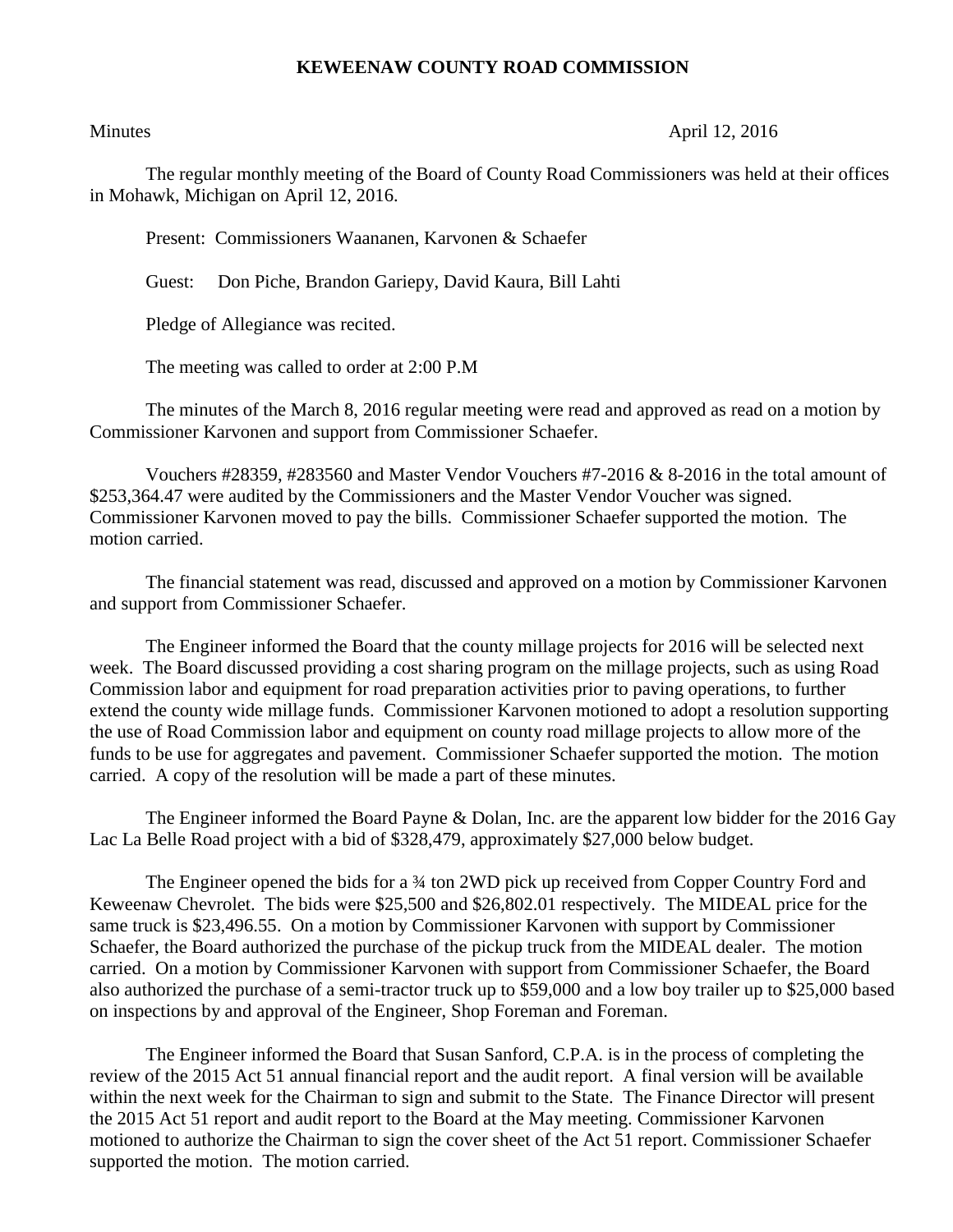# KEWEENAW COUNTY ROAD COMMISSION

Minutes April 12, 2016

The regular monthly meeting of the Board of County Road Commissioners was held at their offices in Mohawk, Michigan on April 12, 2016.

Present: Commissioners Waananen, Karvonen & Schaefer

Guest: Don Piche, Brandon Gariepy, David Kaura, Bill Lahti

Pledge of Allegiance was recited.

The meeting was called to order at 2:00 P.M

The minutes of the March 8, 2016 regular meeting were read and approved as read on a motion by Commissioner Karvonen and support from Commissioner Schaefer.

Vouchers #28359, #283560 and Master Vendor Vouchers #7-2016 & 8-2016 in the total amount of $253,364.47 were audited by the Commissioners and the Master Vendor Voucher was signed. Commissioner Karvonen moved to pay the bills. Commissioner Schaefer supported the motion. The motion carried.

The financial statement was read, discussed and approved on a motion by Commissioner Karvonen and support from Commissioner Schaefer.

The Engineer informed the Board that the county millage projects for 2016 will be selected next week. The Board discussed providing a cost sharing program on the millage projects, such as using Road Commission labor and equipment for road preparation activities prior to paving operations, to further extend the county wide millage funds. Commissioner Karvonen motioned to adopt a resolution supporting the use of Road Commission labor and equipment on county road millage projects to allow more of the funds to be use for aggregates and pavement. Commissioner Schaefer supported the motion. The motion carried. A copy of the resolution will be made a part of these minutes.

The Engineer informed the Board Payne & Dolan, Inc. are the apparent low bidder for the 2016 Gay Lac La Belle Road project with a bid of $328,479, approximately $27,000 below budget.

The Engineer opened the bids for a ¾ ton 2WD pick up received from Copper Country Ford and Keweenaw Chevrolet. The bids were $25,500 and $26,802.01 respectively. The MIDEAL price for the same truck is $23,496.55. On a motion by Commissioner Karvonen with support by Commissioner Schaefer, the Board authorized the purchase of the pickup truck from the MIDEAL dealer. The motion carried. On a motion by Commissioner Karvonen with support from Commissioner Schaefer, the Board also authorized the purchase of a semi-tractor truck up to $59,000 and a low boy trailer up to $25,000 based on inspections by and approval of the Engineer, Shop Foreman and Foreman.

The Engineer informed the Board that Susan Sanford, C.P.A. is in the process of completing the review of the 2015 Act 51 annual financial report and the audit report. A final version will be available within the next week for the Chairman to sign and submit to the State. The Finance Director will present the 2015 Act 51 report and audit report to the Board at the May meeting. Commissioner Karvonen motioned to authorize the Chairman to sign the cover sheet of the Act 51 report. Commissioner Schaefer supported the motion. The motion carried.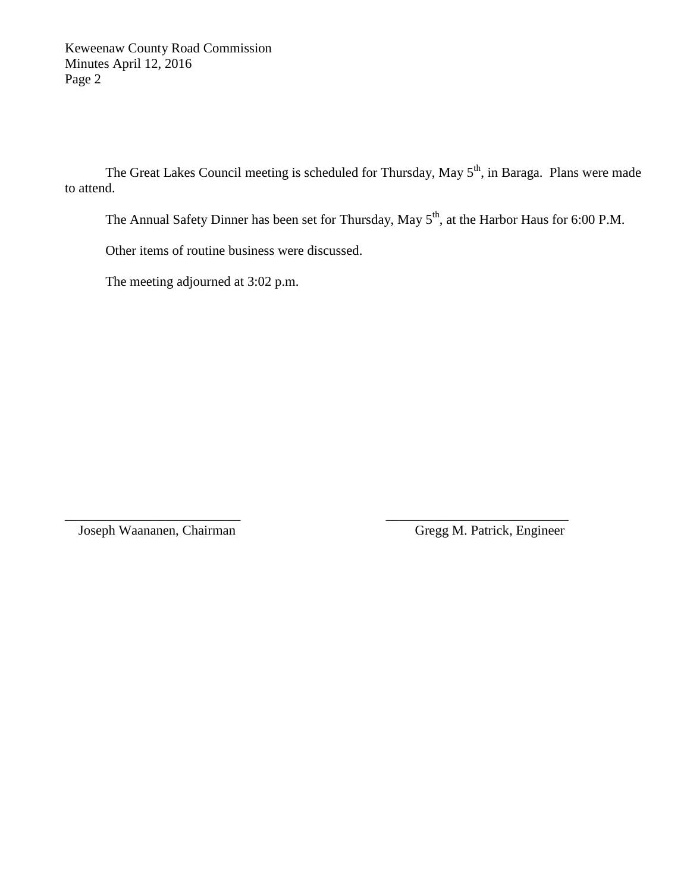The Great Lakes Council meeting is scheduled for Thursday, May 5th, in Baraga. Plans were made to attend.

The Annual Safety Dinner has been set for Thursday, May 5th, at the Harbor Haus for 6:00 P.M.

Other items of routine business were discussed.

The meeting adjourned at 3:02 p.m.

| | |
|---|---|
| \_\_\_\_\_\_\_\_\_\_\_\_\_\_\_\_\_\_\_\_\_\_\_\_\_\_ | \_\_\_\_\_\_\_\_\_\_\_\_\_\_\_\_\_\_\_\_\_\_\_\_\_\_\_ |
| Joseph Waananen, Chairman | Gregg M. Patrick, Engineer |